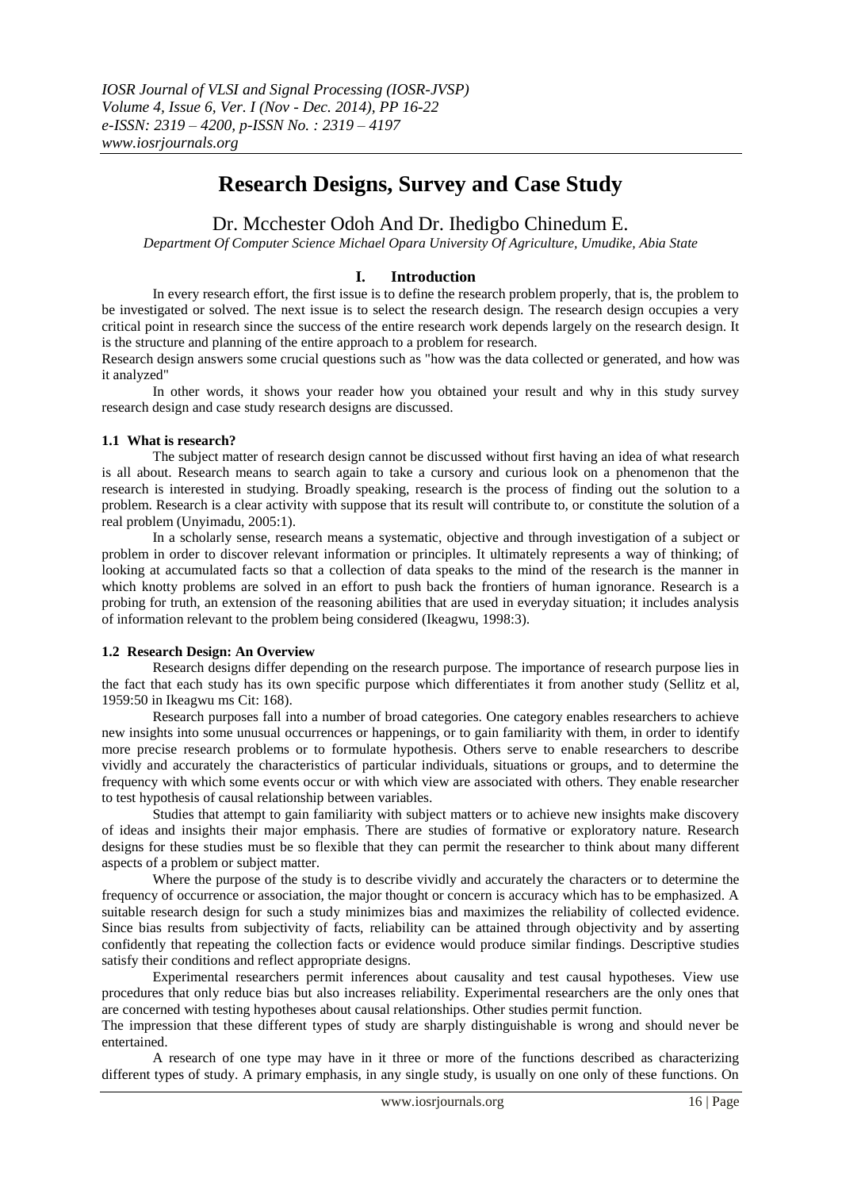# Research Designs, Survey and Case Study

Dr. Mcchester Odoh And Dr. Ihedigbo Chinedum E.

*Department Of Computer Science Michael Opara University Of Agriculture, Umudike, Abia State*

## I. Introduction

In every research effort, the first issue is to define the research problem properly, that is, the problem to be investigated or solved. The next issue is to select the research design. The research design occupies a very critical point in research since the success of the entire research work depends largely on the research design. It is the structure and planning of the entire approach to a problem for research.

Research design answers some crucial questions such as "how was the data collected or generated, and how was it analyzed"

In other words, it shows your reader how you obtained your result and why in this study survey research design and case study research designs are discussed.

### 1.1 What is research?

The subject matter of research design cannot be discussed without first having an idea of what research is all about. Research means to search again to take a cursory and curious look on a phenomenon that the research is interested in studying. Broadly speaking, research is the process of finding out the solution to a problem. Research is a clear activity with suppose that its result will contribute to, or constitute the solution of a real problem (Unyimadu, 2005:1).

In a scholarly sense, research means a systematic, objective and through investigation of a subject or problem in order to discover relevant information or principles. It ultimately represents a way of thinking; of looking at accumulated facts so that a collection of data speaks to the mind of the research is the manner in which knotty problems are solved in an effort to push back the frontiers of human ignorance. Research is a probing for truth, an extension of the reasoning abilities that are used in everyday situation; it includes analysis of information relevant to the problem being considered (Ikeagwu, 1998:3).

### 1.2 Research Design: An Overview

Research designs differ depending on the research purpose. The importance of research purpose lies in the fact that each study has its own specific purpose which differentiates it from another study (Sellitz et al, 1959:50 in Ikeagwu ms Cit: 168).

Research purposes fall into a number of broad categories. One category enables researchers to achieve new insights into some unusual occurrences or happenings, or to gain familiarity with them, in order to identify more precise research problems or to formulate hypothesis. Others serve to enable researchers to describe vividly and accurately the characteristics of particular individuals, situations or groups, and to determine the frequency with which some events occur or with which view are associated with others. They enable researcher to test hypothesis of causal relationship between variables.

Studies that attempt to gain familiarity with subject matters or to achieve new insights make discovery of ideas and insights their major emphasis. There are studies of formative or exploratory nature. Research designs for these studies must be so flexible that they can permit the researcher to think about many different aspects of a problem or subject matter.

Where the purpose of the study is to describe vividly and accurately the characters or to determine the frequency of occurrence or association, the major thought or concern is accuracy which has to be emphasized. A suitable research design for such a study minimizes bias and maximizes the reliability of collected evidence. Since bias results from subjectivity of facts, reliability can be attained through objectivity and by asserting confidently that repeating the collection facts or evidence would produce similar findings. Descriptive studies satisfy their conditions and reflect appropriate designs.

Experimental researchers permit inferences about causality and test causal hypotheses. View use procedures that only reduce bias but also increases reliability. Experimental researchers are the only ones that are concerned with testing hypotheses about causal relationships. Other studies permit function.

The impression that these different types of study are sharply distinguishable is wrong and should never be entertained.

A research of one type may have in it three or more of the functions described as characterizing different types of study. A primary emphasis, in any single study, is usually on one only of these functions. On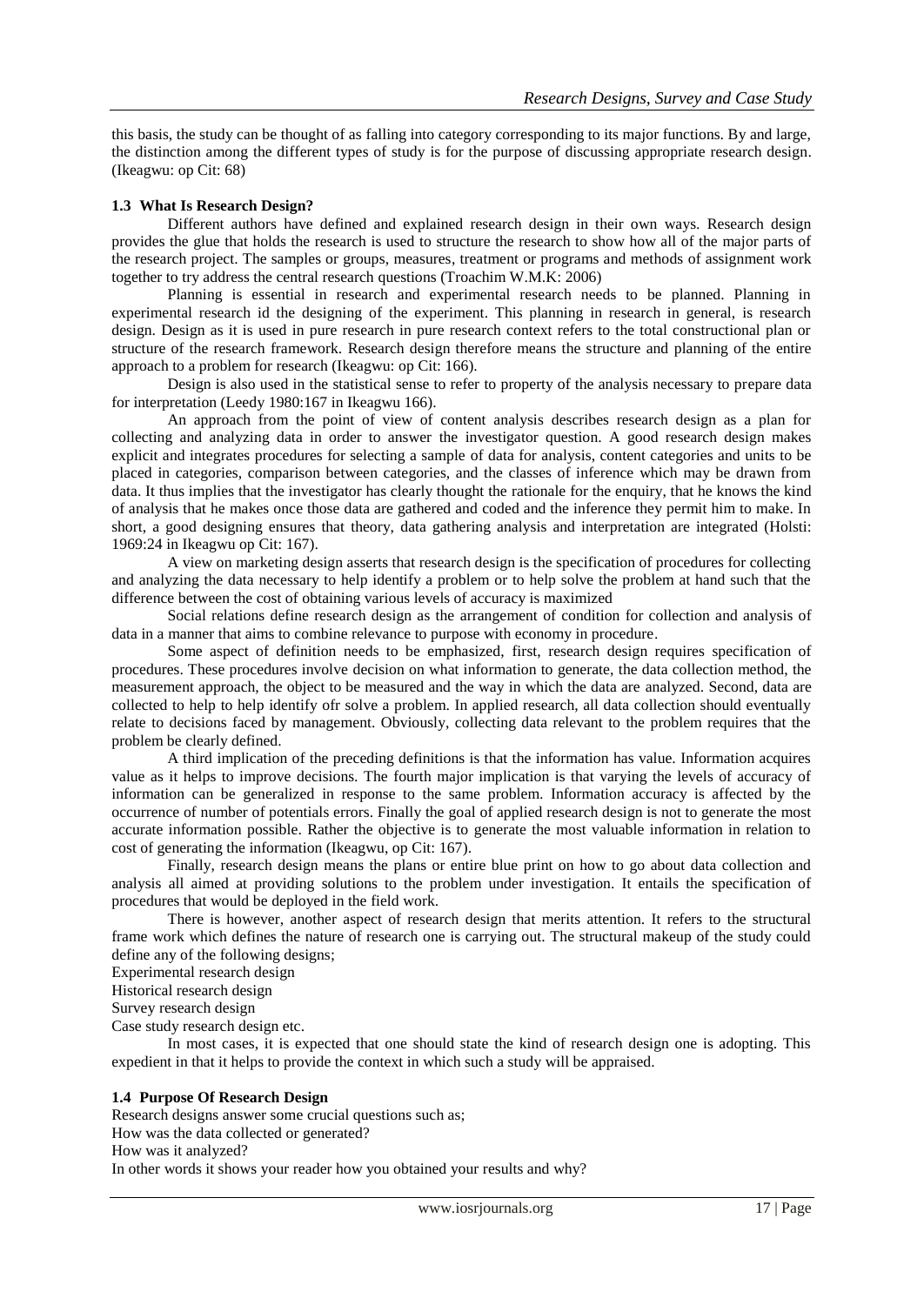this basis, the study can be thought of as falling into category corresponding to its major functions. By and large, the distinction among the different types of study is for the purpose of discussing appropriate research design. (Ikeagwu: op Cit: 68)

### 1.3 What Is Research Design?

Different authors have defined and explained research design in their own ways. Research design provides the glue that holds the research is used to structure the research to show how all of the major parts of the research project. The samples or groups, measures, treatment or programs and methods of assignment work together to try address the central research questions (Troachim W.M.K: 2006)

Planning is essential in research and experimental research needs to be planned. Planning in experimental research id the designing of the experiment. This planning in research in general, is research design. Design as it is used in pure research in pure research context refers to the total constructional plan or structure of the research framework. Research design therefore means the structure and planning of the entire approach to a problem for research (Ikeagwu: op Cit: 166).

Design is also used in the statistical sense to refer to property of the analysis necessary to prepare data for interpretation (Leedy 1980:167 in Ikeagwu 166).

An approach from the point of view of content analysis describes research design as a plan for collecting and analyzing data in order to answer the investigator question. A good research design makes explicit and integrates procedures for selecting a sample of data for analysis, content categories and units to be placed in categories, comparison between categories, and the classes of inference which may be drawn from data. It thus implies that the investigator has clearly thought the rationale for the enquiry, that he knows the kind of analysis that he makes once those data are gathered and coded and the inference they permit him to make. In short, a good designing ensures that theory, data gathering analysis and interpretation are integrated (Holsti: 1969:24 in Ikeagwu op Cit: 167).

A view on marketing design asserts that research design is the specification of procedures for collecting and analyzing the data necessary to help identify a problem or to help solve the problem at hand such that the difference between the cost of obtaining various levels of accuracy is maximized

Social relations define research design as the arrangement of condition for collection and analysis of data in a manner that aims to combine relevance to purpose with economy in procedure.

Some aspect of definition needs to be emphasized, first, research design requires specification of procedures. These procedures involve decision on what information to generate, the data collection method, the measurement approach, the object to be measured and the way in which the data are analyzed. Second, data are collected to help to help identify ofr solve a problem. In applied research, all data collection should eventually relate to decisions faced by management. Obviously, collecting data relevant to the problem requires that the problem be clearly defined.

A third implication of the preceding definitions is that the information has value. Information acquires value as it helps to improve decisions. The fourth major implication is that varying the levels of accuracy of information can be generalized in response to the same problem. Information accuracy is affected by the occurrence of number of potentials errors. Finally the goal of applied research design is not to generate the most accurate information possible. Rather the objective is to generate the most valuable information in relation to cost of generating the information (Ikeagwu, op Cit: 167).

Finally, research design means the plans or entire blue print on how to go about data collection and analysis all aimed at providing solutions to the problem under investigation. It entails the specification of procedures that would be deployed in the field work.

There is however, another aspect of research design that merits attention. It refers to the structural frame work which defines the nature of research one is carrying out. The structural makeup of the study could define any of the following designs;

Experimental research design
Historical research design
Survey research design
Case study research design etc.

In most cases, it is expected that one should state the kind of research design one is adopting. This expedient in that it helps to provide the context in which such a study will be appraised.

### 1.4 Purpose Of Research Design

Research designs answer some crucial questions such as;
How was the data collected or generated?
How was it analyzed?
In other words it shows your reader how you obtained your results and why?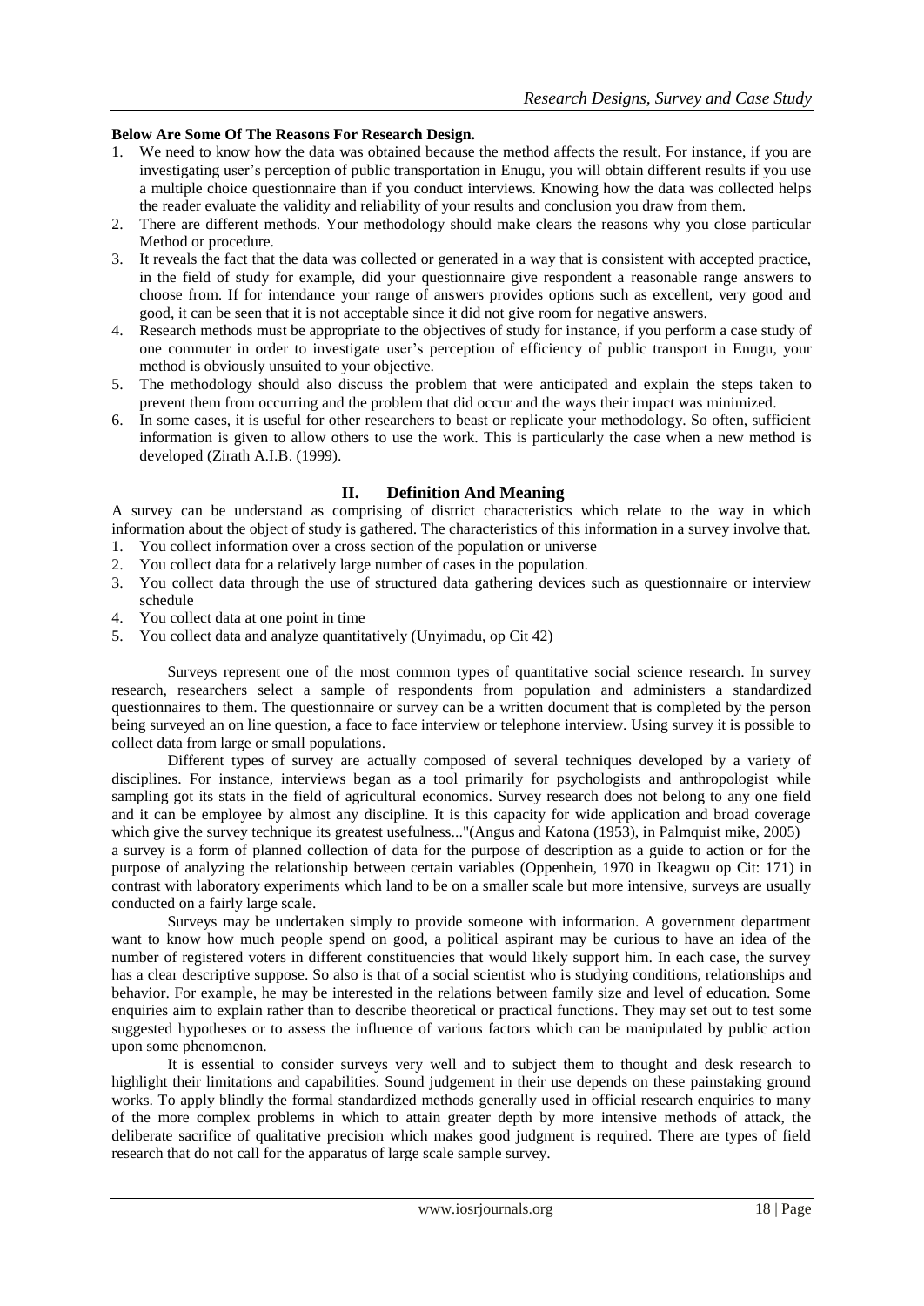**Below Are Some Of The Reasons For Research Design.**

1. We need to know how the data was obtained because the method affects the result. For instance, if you are investigating user's perception of public transportation in Enugu, you will obtain different results if you use a multiple choice questionnaire than if you conduct interviews. Knowing how the data was collected helps the reader evaluate the validity and reliability of your results and conclusion you draw from them.
2. There are different methods. Your methodology should make clears the reasons why you close particular Method or procedure.
3. It reveals the fact that the data was collected or generated in a way that is consistent with accepted practice, in the field of study for example, did your questionnaire give respondent a reasonable range answers to choose from. If for intendance your range of answers provides options such as excellent, very good and good, it can be seen that it is not acceptable since it did not give room for negative answers.
4. Research methods must be appropriate to the objectives of study for instance, if you perform a case study of one commuter in order to investigate user's perception of efficiency of public transport in Enugu, your method is obviously unsuited to your objective.
5. The methodology should also discuss the problem that were anticipated and explain the steps taken to prevent them from occurring and the problem that did occur and the ways their impact was minimized.
6. In some cases, it is useful for other researchers to beast or replicate your methodology. So often, sufficient information is given to allow others to use the work. This is particularly the case when a new method is developed (Zirath A.I.B. (1999).

## II. Definition And Meaning

A survey can be understand as comprising of district characteristics which relate to the way in which information about the object of study is gathered. The characteristics of this information in a survey involve that.

1. You collect information over a cross section of the population or universe
2. You collect data for a relatively large number of cases in the population.
3. You collect data through the use of structured data gathering devices such as questionnaire or interview schedule
4. You collect data at one point in time
5. You collect data and analyze quantitatively (Unyimadu, op Cit 42)

Surveys represent one of the most common types of quantitative social science research. In survey research, researchers select a sample of respondents from population and administers a standardized questionnaires to them. The questionnaire or survey can be a written document that is completed by the person being surveyed an on line question, a face to face interview or telephone interview. Using survey it is possible to collect data from large or small populations.

Different types of survey are actually composed of several techniques developed by a variety of disciplines. For instance, interviews began as a tool primarily for psychologists and anthropologist while sampling got its stats in the field of agricultural economics. Survey research does not belong to any one field and it can be employee by almost any discipline. It is this capacity for wide application and broad coverage which give the survey technique its greatest usefulness..."(Angus and Katona (1953), in Palmquist mike, 2005) a survey is a form of planned collection of data for the purpose of description as a guide to action or for the purpose of analyzing the relationship between certain variables (Oppenhein, 1970 in Ikeagwu op Cit: 171) in contrast with laboratory experiments which land to be on a smaller scale but more intensive, surveys are usually conducted on a fairly large scale.

Surveys may be undertaken simply to provide someone with information. A government department want to know how much people spend on good, a political aspirant may be curious to have an idea of the number of registered voters in different constituencies that would likely support him. In each case, the survey has a clear descriptive suppose. So also is that of a social scientist who is studying conditions, relationships and behavior. For example, he may be interested in the relations between family size and level of education. Some enquiries aim to explain rather than to describe theoretical or practical functions. They may set out to test some suggested hypotheses or to assess the influence of various factors which can be manipulated by public action upon some phenomenon.

It is essential to consider surveys very well and to subject them to thought and desk research to highlight their limitations and capabilities. Sound judgement in their use depends on these painstaking ground works. To apply blindly the formal standardized methods generally used in official research enquiries to many of the more complex problems in which to attain greater depth by more intensive methods of attack, the deliberate sacrifice of qualitative precision which makes good judgment is required. There are types of field research that do not call for the apparatus of large scale sample survey.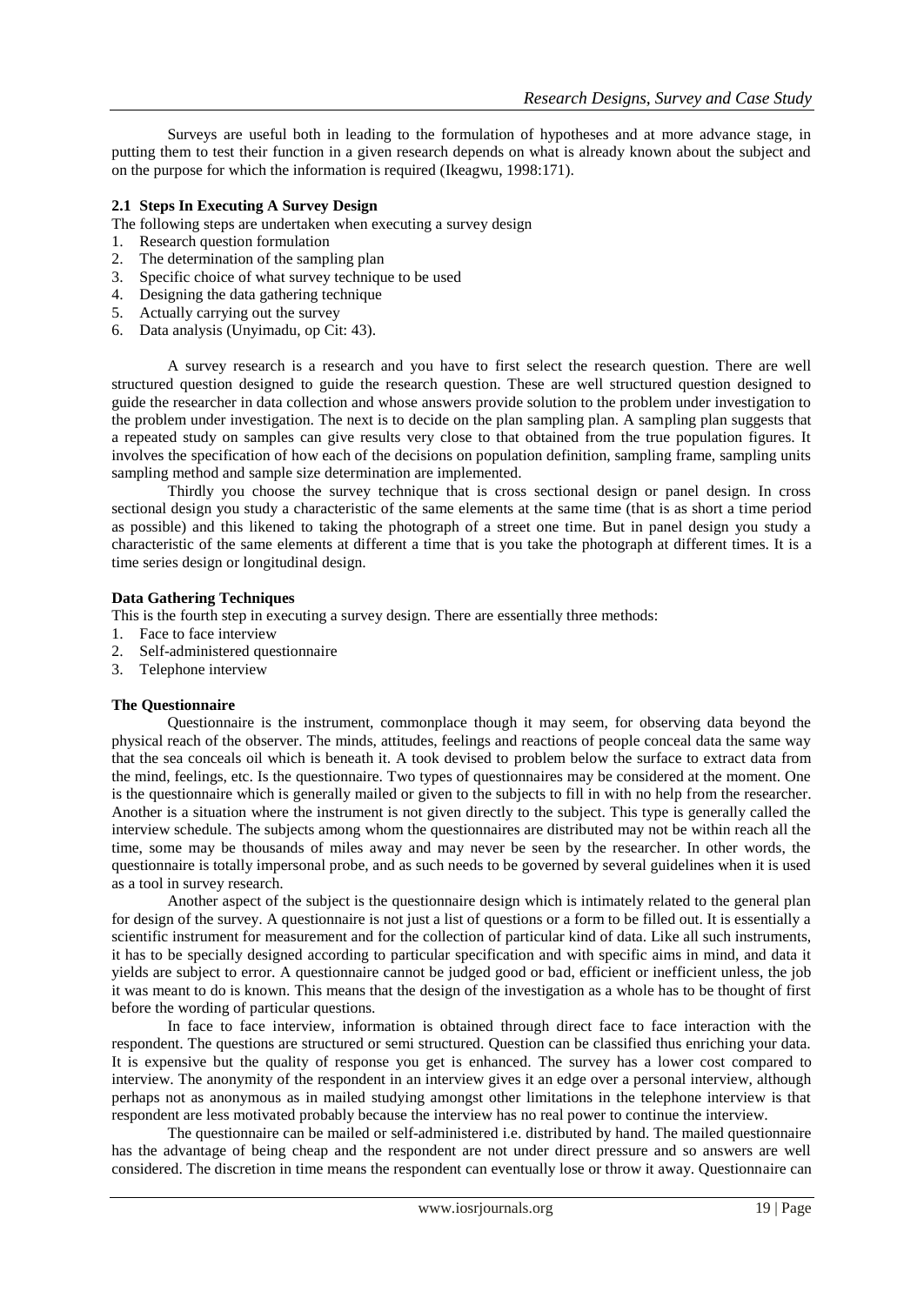Surveys are useful both in leading to the formulation of hypotheses and at more advance stage, in putting them to test their function in a given research depends on what is already known about the subject and on the purpose for which the information is required (Ikeagwu, 1998:171).

### 2.1 Steps In Executing A Survey Design

The following steps are undertaken when executing a survey design

1. Research question formulation
2. The determination of the sampling plan
3. Specific choice of what survey technique to be used
4. Designing the data gathering technique
5. Actually carrying out the survey
6. Data analysis (Unyimadu, op Cit: 43).

A survey research is a research and you have to first select the research question. There are well structured question designed to guide the research question. These are well structured question designed to guide the researcher in data collection and whose answers provide solution to the problem under investigation to the problem under investigation. The next is to decide on the plan sampling plan. A sampling plan suggests that a repeated study on samples can give results very close to that obtained from the true population figures. It involves the specification of how each of the decisions on population definition, sampling frame, sampling units sampling method and sample size determination are implemented.

Thirdly you choose the survey technique that is cross sectional design or panel design. In cross sectional design you study a characteristic of the same elements at the same time (that is as short a time period as possible) and this likened to taking the photograph of a street one time. But in panel design you study a characteristic of the same elements at different a time that is you take the photograph at different times. It is a time series design or longitudinal design.

### Data Gathering Techniques

This is the fourth step in executing a survey design. There are essentially three methods:

1. Face to face interview
2. Self-administered questionnaire
3. Telephone interview

### The Questionnaire

Questionnaire is the instrument, commonplace though it may seem, for observing data beyond the physical reach of the observer. The minds, attitudes, feelings and reactions of people conceal data the same way that the sea conceals oil which is beneath it. A took devised to problem below the surface to extract data from the mind, feelings, etc. Is the questionnaire. Two types of questionnaires may be considered at the moment. One is the questionnaire which is generally mailed or given to the subjects to fill in with no help from the researcher. Another is a situation where the instrument is not given directly to the subject. This type is generally called the interview schedule. The subjects among whom the questionnaires are distributed may not be within reach all the time, some may be thousands of miles away and may never be seen by the researcher. In other words, the questionnaire is totally impersonal probe, and as such needs to be governed by several guidelines when it is used as a tool in survey research.

Another aspect of the subject is the questionnaire design which is intimately related to the general plan for design of the survey. A questionnaire is not just a list of questions or a form to be filled out. It is essentially a scientific instrument for measurement and for the collection of particular kind of data. Like all such instruments, it has to be specially designed according to particular specification and with specific aims in mind, and data it yields are subject to error. A questionnaire cannot be judged good or bad, efficient or inefficient unless, the job it was meant to do is known. This means that the design of the investigation as a whole has to be thought of first before the wording of particular questions.

In face to face interview, information is obtained through direct face to face interaction with the respondent. The questions are structured or semi structured. Question can be classified thus enriching your data. It is expensive but the quality of response you get is enhanced. The survey has a lower cost compared to interview. The anonymity of the respondent in an interview gives it an edge over a personal interview, although perhaps not as anonymous as in mailed studying amongst other limitations in the telephone interview is that respondent are less motivated probably because the interview has no real power to continue the interview.

The questionnaire can be mailed or self-administered i.e. distributed by hand. The mailed questionnaire has the advantage of being cheap and the respondent are not under direct pressure and so answers are well considered. The discretion in time means the respondent can eventually lose or throw it away. Questionnaire can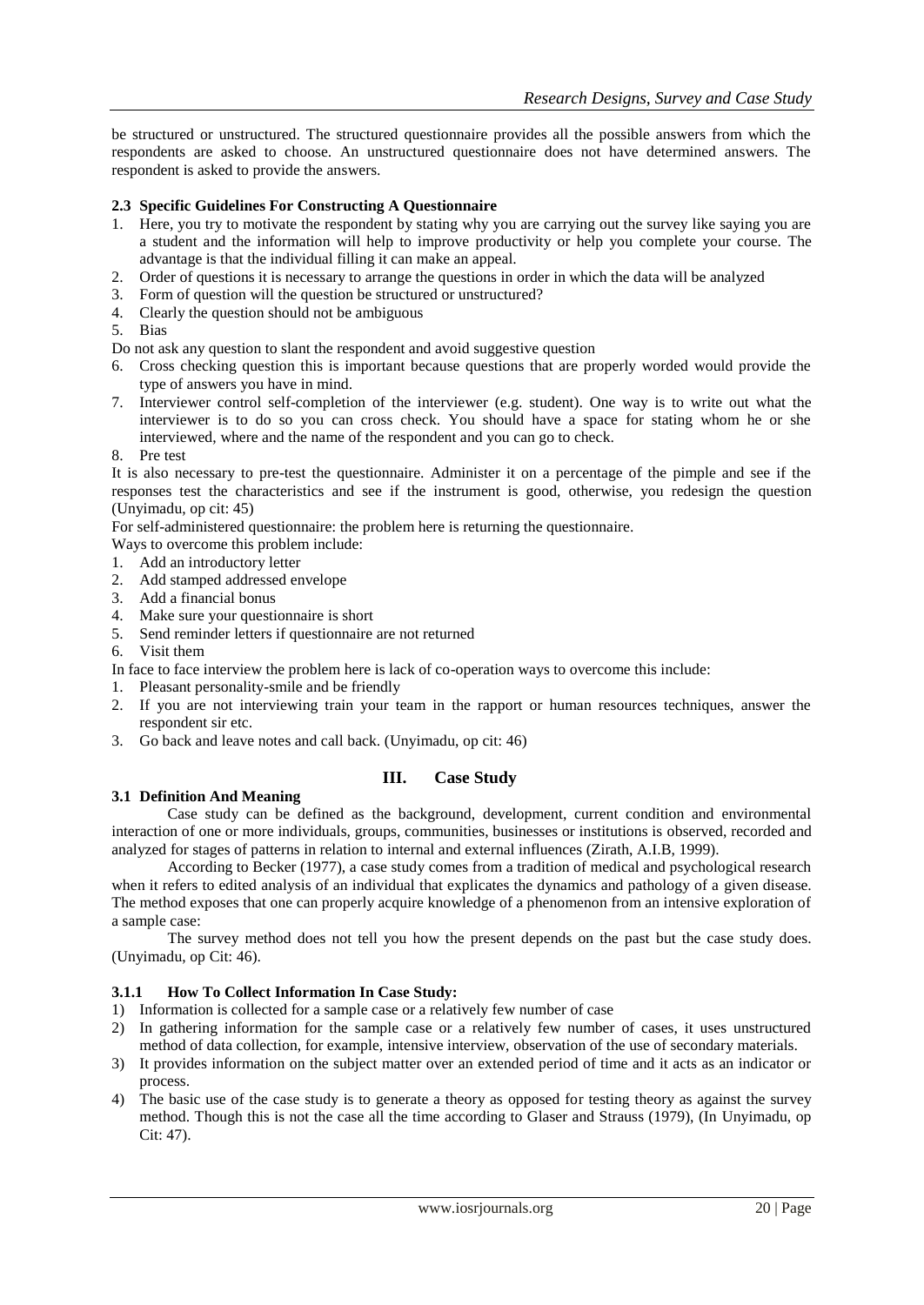be structured or unstructured. The structured questionnaire provides all the possible answers from which the respondents are asked to choose. An unstructured questionnaire does not have determined answers. The respondent is asked to provide the answers.

### 2.3 Specific Guidelines For Constructing A Questionnaire

1. Here, you try to motivate the respondent by stating why you are carrying out the survey like saying you are a student and the information will help to improve productivity or help you complete your course. The advantage is that the individual filling it can make an appeal.
2. Order of questions it is necessary to arrange the questions in order in which the data will be analyzed
3. Form of question will the question be structured or unstructured?
4. Clearly the question should not be ambiguous
5. Bias

Do not ask any question to slant the respondent and avoid suggestive question

6. Cross checking question this is important because questions that are properly worded would provide the type of answers you have in mind.
7. Interviewer control self-completion of the interviewer (e.g. student). One way is to write out what the interviewer is to do so you can cross check. You should have a space for stating whom he or she interviewed, where and the name of the respondent and you can go to check.
8. Pre test

It is also necessary to pre-test the questionnaire. Administer it on a percentage of the pimple and see if the responses test the characteristics and see if the instrument is good, otherwise, you redesign the question (Unyimadu, op cit: 45)

For self-administered questionnaire: the problem here is returning the questionnaire.

Ways to overcome this problem include:

1. Add an introductory letter
2. Add stamped addressed envelope
3. Add a financial bonus
4. Make sure your questionnaire is short
5. Send reminder letters if questionnaire are not returned
6. Visit them

In face to face interview the problem here is lack of co-operation ways to overcome this include:

1. Pleasant personality-smile and be friendly
2. If you are not interviewing train your team in the rapport or human resources techniques, answer the respondent sir etc.
3. Go back and leave notes and call back. (Unyimadu, op cit: 46)

## III. Case Study

### 3.1 Definition And Meaning

Case study can be defined as the background, development, current condition and environmental interaction of one or more individuals, groups, communities, businesses or institutions is observed, recorded and analyzed for stages of patterns in relation to internal and external influences (Zirath, A.I.B, 1999).

According to Becker (1977), a case study comes from a tradition of medical and psychological research when it refers to edited analysis of an individual that explicates the dynamics and pathology of a given disease. The method exposes that one can properly acquire knowledge of a phenomenon from an intensive exploration of a sample case:

The survey method does not tell you how the present depends on the past but the case study does. (Unyimadu, op Cit: 46).

#### 3.1.1 How To Collect Information In Case Study:

1) Information is collected for a sample case or a relatively few number of case
2) In gathering information for the sample case or a relatively few number of cases, it uses unstructured method of data collection, for example, intensive interview, observation of the use of secondary materials.
3) It provides information on the subject matter over an extended period of time and it acts as an indicator or process.
4) The basic use of the case study is to generate a theory as opposed for testing theory as against the survey method. Though this is not the case all the time according to Glaser and Strauss (1979), (In Unyimadu, op Cit: 47).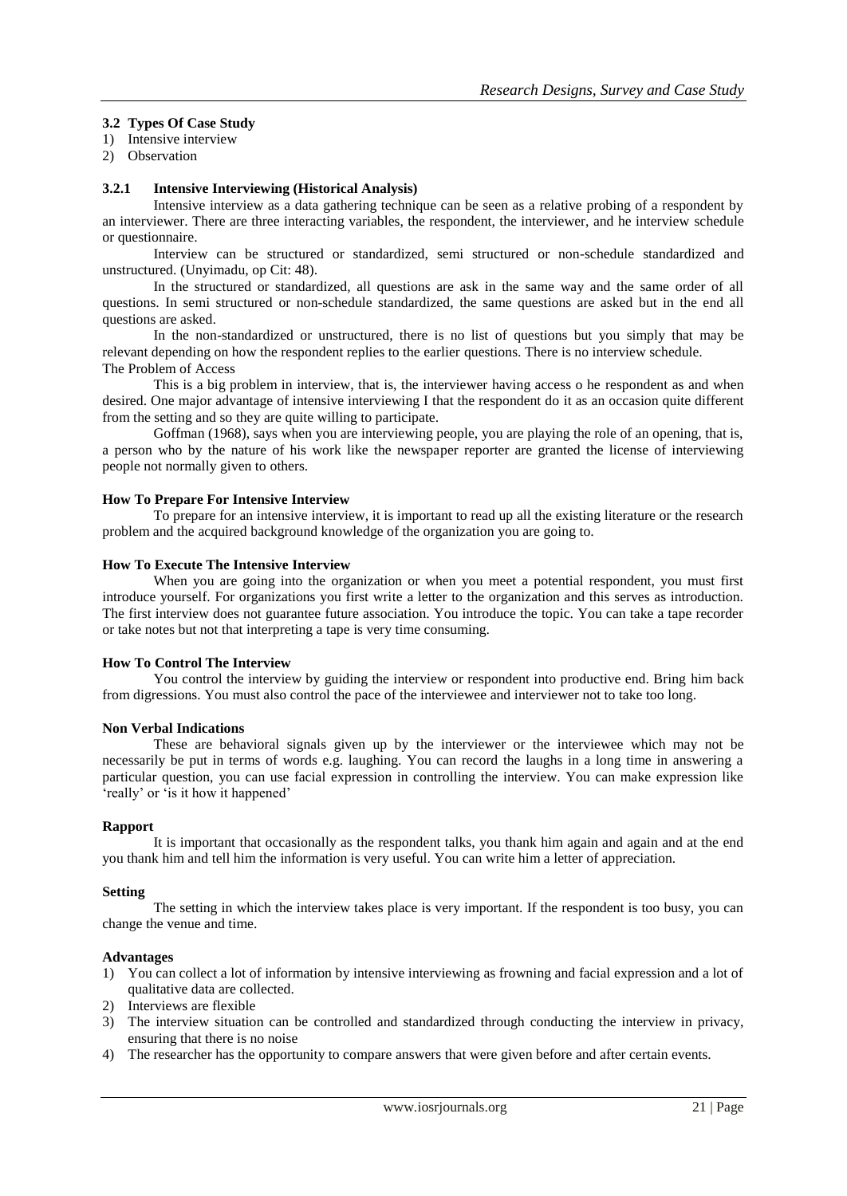### 3.2 Types Of Case Study

1) Intensive interview
2) Observation

#### 3.2.1 Intensive Interviewing (Historical Analysis)

Intensive interview as a data gathering technique can be seen as a relative probing of a respondent by an interviewer. There are three interacting variables, the respondent, the interviewer, and he interview schedule or questionnaire.

Interview can be structured or standardized, semi structured or non-schedule standardized and unstructured. (Unyimadu, op Cit: 48).

In the structured or standardized, all questions are ask in the same way and the same order of all questions. In semi structured or non-schedule standardized, the same questions are asked but in the end all questions are asked.

In the non-standardized or unstructured, there is no list of questions but you simply that may be relevant depending on how the respondent replies to the earlier questions. There is no interview schedule.

The Problem of Access

This is a big problem in interview, that is, the interviewer having access o he respondent as and when desired. One major advantage of intensive interviewing I that the respondent do it as an occasion quite different from the setting and so they are quite willing to participate.

Goffman (1968), says when you are interviewing people, you are playing the role of an opening, that is, a person who by the nature of his work like the newspaper reporter are granted the license of interviewing people not normally given to others.

**How To Prepare For Intensive Interview**

To prepare for an intensive interview, it is important to read up all the existing literature or the research problem and the acquired background knowledge of the organization you are going to.

**How To Execute The Intensive Interview**

When you are going into the organization or when you meet a potential respondent, you must first introduce yourself. For organizations you first write a letter to the organization and this serves as introduction. The first interview does not guarantee future association. You introduce the topic. You can take a tape recorder or take notes but not that interpreting a tape is very time consuming.

**How To Control The Interview**

You control the interview by guiding the interview or respondent into productive end. Bring him back from digressions. You must also control the pace of the interviewee and interviewer not to take too long.

**Non Verbal Indications**

These are behavioral signals given up by the interviewer or the interviewee which may not be necessarily be put in terms of words e.g. laughing. You can record the laughs in a long time in answering a particular question, you can use facial expression in controlling the interview. You can make expression like 'really' or 'is it how it happened'

**Rapport**

It is important that occasionally as the respondent talks, you thank him again and again and at the end you thank him and tell him the information is very useful. You can write him a letter of appreciation.

**Setting**

The setting in which the interview takes place is very important. If the respondent is too busy, you can change the venue and time.

**Advantages**

1) You can collect a lot of information by intensive interviewing as frowning and facial expression and a lot of qualitative data are collected.
2) Interviews are flexible
3) The interview situation can be controlled and standardized through conducting the interview in privacy, ensuring that there is no noise
4) The researcher has the opportunity to compare answers that were given before and after certain events.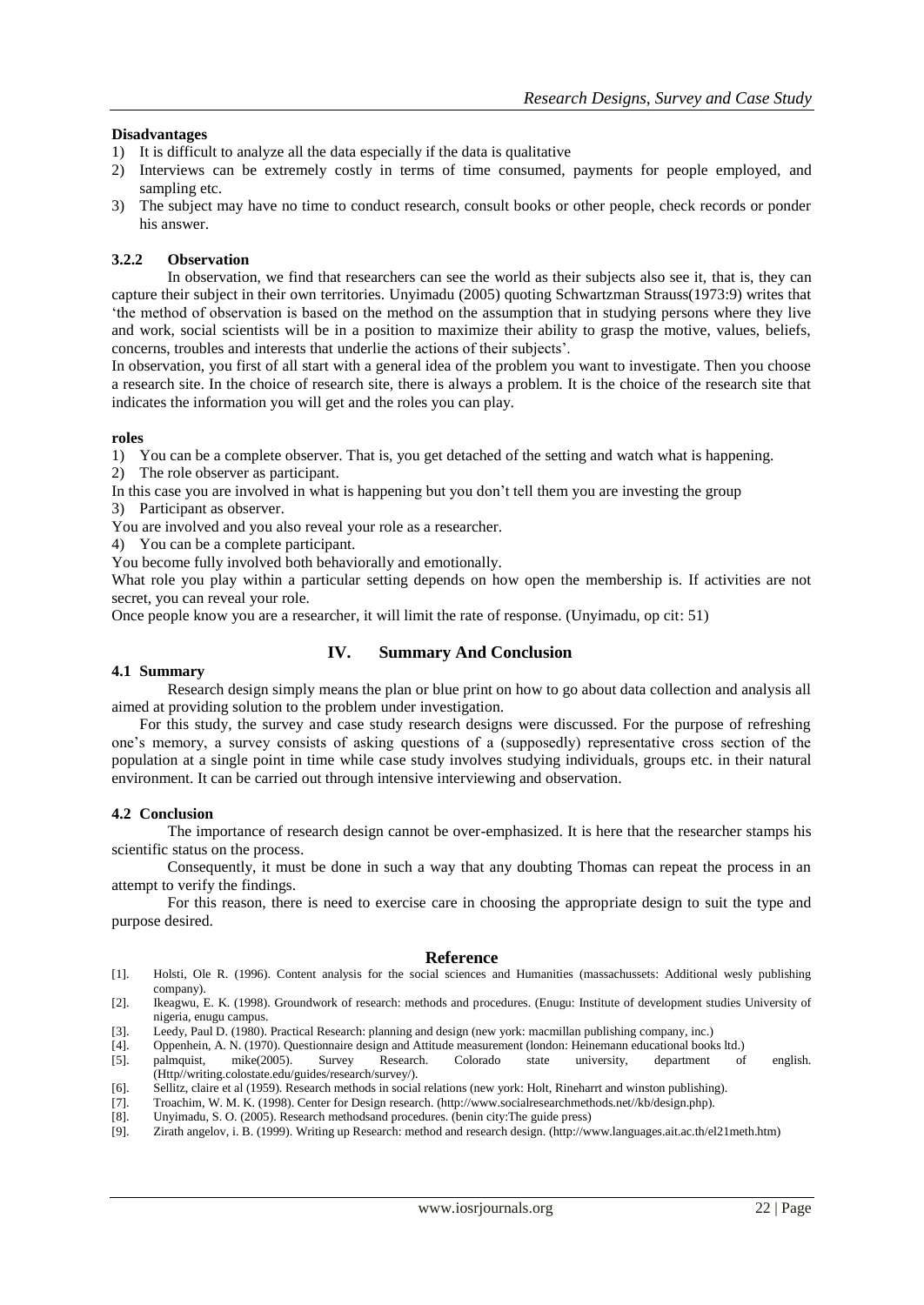**Disadvantages**

1) It is difficult to analyze all the data especially if the data is qualitative
2) Interviews can be extremely costly in terms of time consumed, payments for people employed, and sampling etc.
3) The subject may have no time to conduct research, consult books or other people, check records or ponder his answer.

### 3.2.2 Observation

In observation, we find that researchers can see the world as their subjects also see it, that is, they can capture their subject in their own territories. Unyimadu (2005) quoting Schwartzman Strauss(1973:9) writes that 'the method of observation is based on the method on the assumption that in studying persons where they live and work, social scientists will be in a position to maximize their ability to grasp the motive, values, beliefs, concerns, troubles and interests that underlie the actions of their subjects'.

In observation, you first of all start with a general idea of the problem you want to investigate. Then you choose a research site. In the choice of research site, there is always a problem. It is the choice of the research site that indicates the information you will get and the roles you can play.

**roles**

1) You can be a complete observer. That is, you get detached of the setting and watch what is happening.
2) The role observer as participant.

In this case you are involved in what is happening but you don't tell them you are investing the group

3) Participant as observer.

You are involved and you also reveal your role as a researcher.

4) You can be a complete participant.

You become fully involved both behaviorally and emotionally.

What role you play within a particular setting depends on how open the membership is. If activities are not secret, you can reveal your role.

Once people know you are a researcher, it will limit the rate of response. (Unyimadu, op cit: 51)

## IV. Summary And Conclusion

### 4.1 Summary

Research design simply means the plan or blue print on how to go about data collection and analysis all aimed at providing solution to the problem under investigation.

For this study, the survey and case study research designs were discussed. For the purpose of refreshing one's memory, a survey consists of asking questions of a (supposedly) representative cross section of the population at a single point in time while case study involves studying individuals, groups etc. in their natural environment. It can be carried out through intensive interviewing and observation.

### 4.2 Conclusion

The importance of research design cannot be over-emphasized. It is here that the researcher stamps his scientific status on the process.

Consequently, it must be done in such a way that any doubting Thomas can repeat the process in an attempt to verify the findings.

For this reason, there is need to exercise care in choosing the appropriate design to suit the type and purpose desired.

## Reference

[1]. Holsti, Ole R. (1996). Content analysis for the social sciences and Humanities (massachussets: Additional wesly publishing company).

[2]. Ikeagwu, E. K. (1998). Groundwork of research: methods and procedures. (Enugu: Institute of development studies University of nigeria, enugu campus.

[3]. Leedy, Paul D. (1980). Practical Research: planning and design (new york: macmillan publishing company, inc.)

[4]. Oppenhein, A. N. (1970). Questionnaire design and Attitude measurement (london: Heinemann educational books ltd.)

[5]. palmquist, mike(2005). Survey Research. Colorado state university, department of english. (Http//writing.colostate.edu/guides/research/survey/).

[6]. Sellitz, claire et al (1959). Research methods in social relations (new york: Holt, Rineharrt and winston publishing).

[7]. Troachim, W. M. K. (1998). Center for Design research. (http://www.socialresearchmethods.net//kb/design.php).

[8]. Unyimadu, S. O. (2005). Research methodsand procedures. (benin city:The guide press)

[9]. Zirath angelov, i. B. (1999). Writing up Research: method and research design. (http://www.languages.ait.ac.th/el21meth.htm)